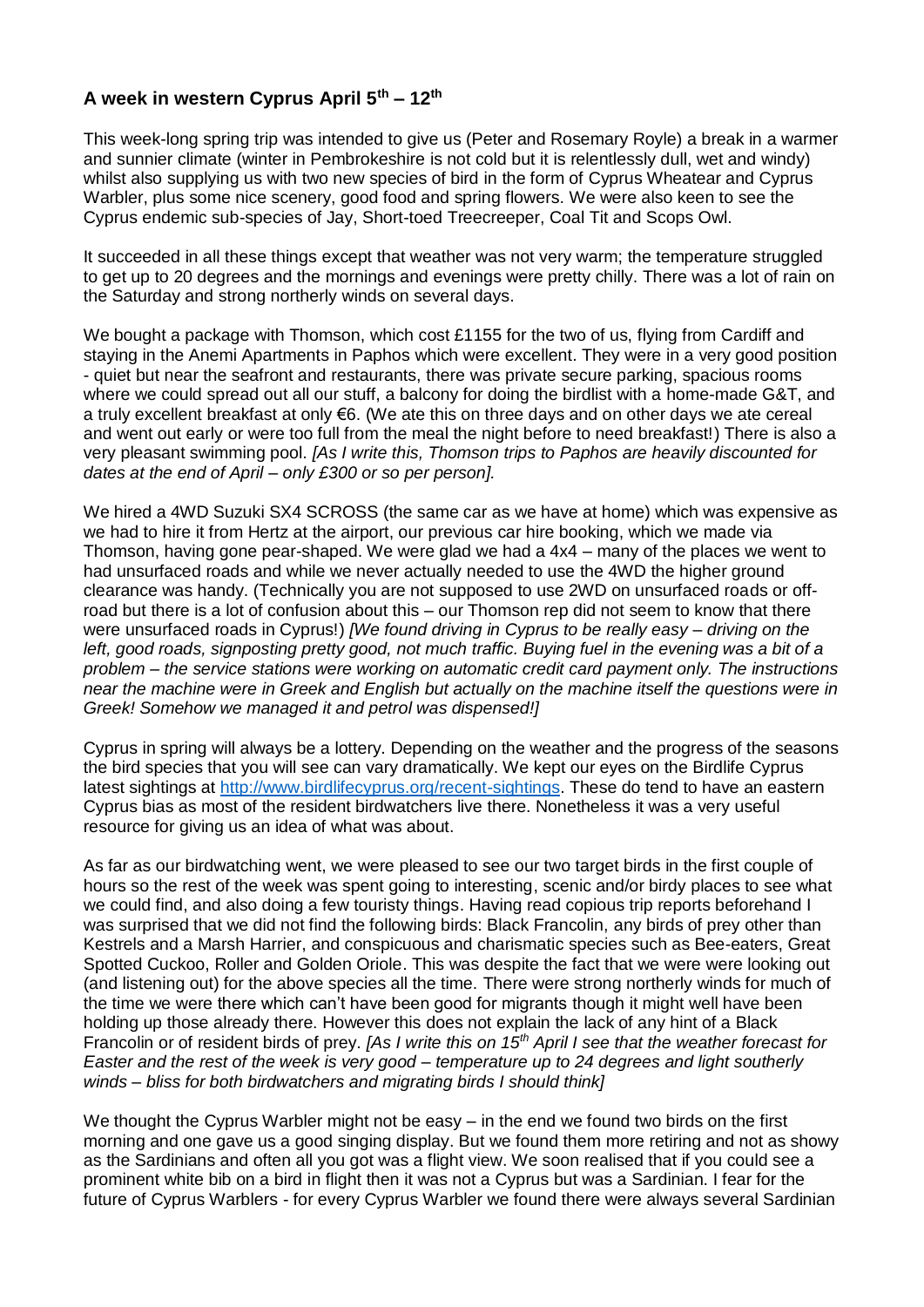## A week in western Cyprus April 5th – 12th

This week-long spring trip was intended to give us (Peter and Rosemary Royle) a break in a warmer and sunnier climate (winter in Pembrokeshire is not cold but it is relentlessly dull, wet and windy) whilst also supplying us with two new species of bird in the form of Cyprus Wheatear and Cyprus Warbler, plus some nice scenery, good food and spring flowers. We were also keen to see the Cyprus endemic sub-species of Jay, Short-toed Treecreeper, Coal Tit and Scops Owl.

It succeeded in all these things except that weather was not very warm; the temperature struggled to get up to 20 degrees and the mornings and evenings were pretty chilly. There was a lot of rain on the Saturday and strong northerly winds on several days.

We bought a package with Thomson, which cost £1155 for the two of us, flying from Cardiff and staying in the Anemi Apartments in Paphos which were excellent. They were in a very good position - quiet but near the seafront and restaurants, there was private secure parking, spacious rooms where we could spread out all our stuff, a balcony for doing the birdlist with a home-made G&T, and a truly excellent breakfast at only €6. (We ate this on three days and on other days we ate cereal and went out early or were too full from the meal the night before to need breakfast!) There is also a very pleasant swimming pool. *[As I write this, Thomson trips to Paphos are heavily discounted for dates at the end of April – only £300 or so per person].*

We hired a 4WD Suzuki SX4 SCROSS (the same car as we have at home) which was expensive as we had to hire it from Hertz at the airport, our previous car hire booking, which we made via Thomson, having gone pear-shaped. We were glad we had a 4x4 – many of the places we went to had unsurfaced roads and while we never actually needed to use the 4WD the higher ground clearance was handy. (Technically you are not supposed to use 2WD on unsurfaced roads or off-road but there is a lot of confusion about this – our Thomson rep did not seem to know that there were unsurfaced roads in Cyprus!) *[We found driving in Cyprus to be really easy – driving on the left, good roads, signposting pretty good, not much traffic. Buying fuel in the evening was a bit of a problem – the service stations were working on automatic credit card payment only. The instructions near the machine were in Greek and English but actually on the machine itself the questions were in Greek! Somehow we managed it and petrol was dispensed!]*

Cyprus in spring will always be a lottery. Depending on the weather and the progress of the seasons the bird species that you will see can vary dramatically. We kept our eyes on the Birdlife Cyprus latest sightings at http://www.birdlifecyprus.org/recent-sightings. These do tend to have an eastern Cyprus bias as most of the resident birdwatchers live there. Nonetheless it was a very useful resource for giving us an idea of what was about.

As far as our birdwatching went, we were pleased to see our two target birds in the first couple of hours so the rest of the week was spent going to interesting, scenic and/or birdy places to see what we could find, and also doing a few touristy things. Having read copious trip reports beforehand I was surprised that we did not find the following birds: Black Francolin, any birds of prey other than Kestrels and a Marsh Harrier, and conspicuous and charismatic species such as Bee-eaters, Great Spotted Cuckoo, Roller and Golden Oriole. This was despite the fact that we were were looking out (and listening out) for the above species all the time. There were strong northerly winds for much of the time we were there which can't have been good for migrants though it might well have been holding up those already there. However this does not explain the lack of any hint of a Black Francolin or of resident birds of prey. *[As I write this on 15th April I see that the weather forecast for Easter and the rest of the week is very good – temperature up to 24 degrees and light southerly winds – bliss for both birdwatchers and migrating birds I should think]*

We thought the Cyprus Warbler might not be easy – in the end we found two birds on the first morning and one gave us a good singing display. But we found them more retiring and not as showy as the Sardinians and often all you got was a flight view. We soon realised that if you could see a prominent white bib on a bird in flight then it was not a Cyprus but was a Sardinian. I fear for the future of Cyprus Warblers - for every Cyprus Warbler we found there were always several Sardinian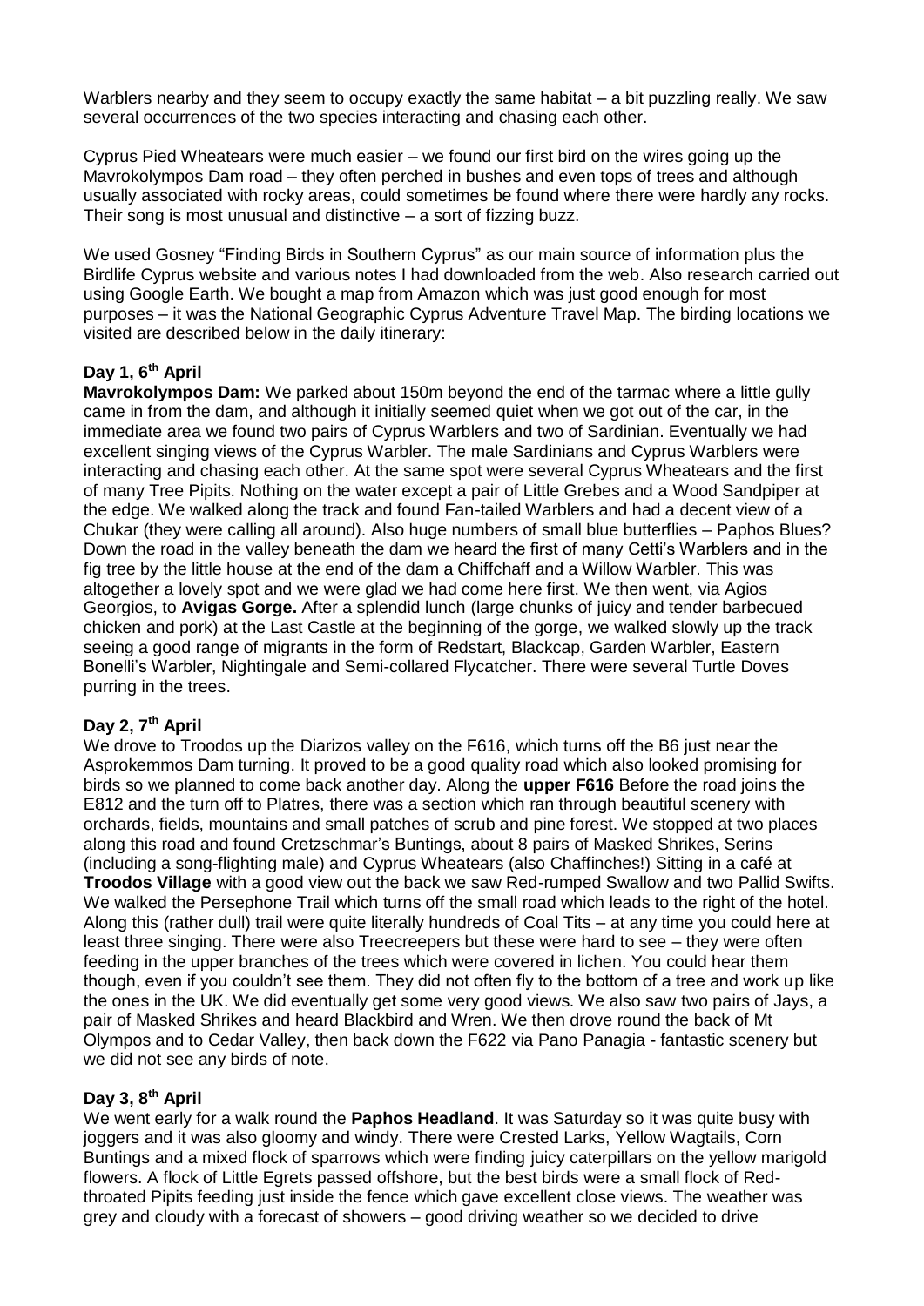Warblers nearby and they seem to occupy exactly the same habitat – a bit puzzling really. We saw several occurrences of the two species interacting and chasing each other.

Cyprus Pied Wheatears were much easier – we found our first bird on the wires going up the Mavrokolympos Dam road – they often perched in bushes and even tops of trees and although usually associated with rocky areas, could sometimes be found where there were hardly any rocks. Their song is most unusual and distinctive – a sort of fizzing buzz.

We used Gosney "Finding Birds in Southern Cyprus" as our main source of information plus the Birdlife Cyprus website and various notes I had downloaded from the web. Also research carried out using Google Earth. We bought a map from Amazon which was just good enough for most purposes – it was the National Geographic Cyprus Adventure Travel Map. The birding locations we visited are described below in the daily itinerary:

### Day 1, 6th April

**Mavrokolympos Dam:** We parked about 150m beyond the end of the tarmac where a little gully came in from the dam, and although it initially seemed quiet when we got out of the car, in the immediate area we found two pairs of Cyprus Warblers and two of Sardinian. Eventually we had excellent singing views of the Cyprus Warbler. The male Sardinians and Cyprus Warblers were interacting and chasing each other. At the same spot were several Cyprus Wheatears and the first of many Tree Pipits. Nothing on the water except a pair of Little Grebes and a Wood Sandpiper at the edge. We walked along the track and found Fan-tailed Warblers and had a decent view of a Chukar (they were calling all around). Also huge numbers of small blue butterflies – Paphos Blues? Down the road in the valley beneath the dam we heard the first of many Cetti's Warblers and in the fig tree by the little house at the end of the dam a Chiffchaff and a Willow Warbler. This was altogether a lovely spot and we were glad we had come here first. We then went, via Agios Georgios, to **Avigas Gorge.** After a splendid lunch (large chunks of juicy and tender barbecued chicken and pork) at the Last Castle at the beginning of the gorge, we walked slowly up the track seeing a good range of migrants in the form of Redstart, Blackcap, Garden Warbler, Eastern Bonelli's Warbler, Nightingale and Semi-collared Flycatcher. There were several Turtle Doves purring in the trees.

### Day 2, 7th April

We drove to Troodos up the Diarizos valley on the F616, which turns off the B6 just near the Asprokemmos Dam turning. It proved to be a good quality road which also looked promising for birds so we planned to come back another day. Along the **upper F616** Before the road joins the E812 and the turn off to Platres, there was a section which ran through beautiful scenery with orchards, fields, mountains and small patches of scrub and pine forest. We stopped at two places along this road and found Cretzschmar's Buntings, about 8 pairs of Masked Shrikes, Serins (including a song-flighting male) and Cyprus Wheatears (also Chaffinches!) Sitting in a café at **Troodos Village** with a good view out the back we saw Red-rumped Swallow and two Pallid Swifts. We walked the Persephone Trail which turns off the small road which leads to the right of the hotel. Along this (rather dull) trail were quite literally hundreds of Coal Tits – at any time you could here at least three singing. There were also Treecreepers but these were hard to see – they were often feeding in the upper branches of the trees which were covered in lichen. You could hear them though, even if you couldn't see them. They did not often fly to the bottom of a tree and work up like the ones in the UK. We did eventually get some very good views. We also saw two pairs of Jays, a pair of Masked Shrikes and heard Blackbird and Wren. We then drove round the back of Mt Olympos and to Cedar Valley, then back down the F622 via Pano Panagia - fantastic scenery but we did not see any birds of note.

### Day 3, 8th April

We went early for a walk round the **Paphos Headland**. It was Saturday so it was quite busy with joggers and it was also gloomy and windy. There were Crested Larks, Yellow Wagtails, Corn Buntings and a mixed flock of sparrows which were finding juicy caterpillars on the yellow marigold flowers. A flock of Little Egrets passed offshore, but the best birds were a small flock of Red-throated Pipits feeding just inside the fence which gave excellent close views. The weather was grey and cloudy with a forecast of showers – good driving weather so we decided to drive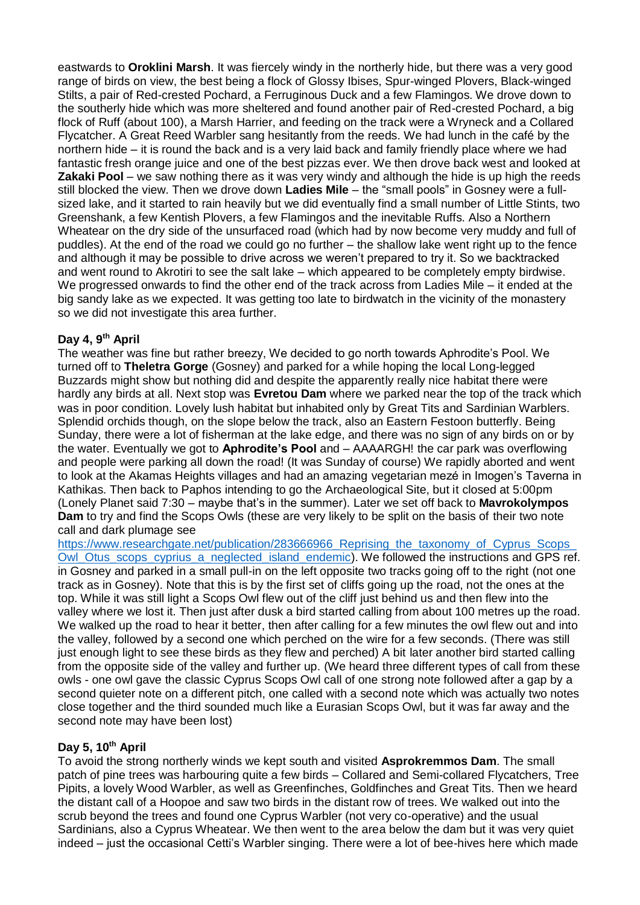eastwards to **Oroklini Marsh**. It was fiercely windy in the northerly hide, but there was a very good range of birds on view, the best being a flock of Glossy Ibises, Spur-winged Plovers, Black-winged Stilts, a pair of Red-crested Pochard, a Ferruginous Duck and a few Flamingos. We drove down to the southerly hide which was more sheltered and found another pair of Red-crested Pochard, a big flock of Ruff (about 100), a Marsh Harrier, and feeding on the track were a Wryneck and a Collared Flycatcher. A Great Reed Warbler sang hesitantly from the reeds. We had lunch in the café by the northern hide – it is round the back and is a very laid back and family friendly place where we had fantastic fresh orange juice and one of the best pizzas ever. We then drove back west and looked at **Zakaki Pool** – we saw nothing there as it was very windy and although the hide is up high the reeds still blocked the view. Then we drove down **Ladies Mile** – the "small pools" in Gosney were a full-sized lake, and it started to rain heavily but we did eventually find a small number of Little Stints, two Greenshank, a few Kentish Plovers, a few Flamingos and the inevitable Ruffs. Also a Northern Wheatear on the dry side of the unsurfaced road (which had by now become very muddy and full of puddles). At the end of the road we could go no further – the shallow lake went right up to the fence and although it may be possible to drive across we weren't prepared to try it. So we backtracked and went round to Akrotiri to see the salt lake – which appeared to be completely empty birdwise. We progressed onwards to find the other end of the track across from Ladies Mile – it ended at the big sandy lake as we expected. It was getting too late to birdwatch in the vicinity of the monastery so we did not investigate this area further.

**Day 4, 9th April**

The weather was fine but rather breezy, We decided to go north towards Aphrodite's Pool. We turned off to **Theletra Gorge** (Gosney) and parked for a while hoping the local Long-legged Buzzards might show but nothing did and despite the apparently really nice habitat there were hardly any birds at all. Next stop was **Evretou Dam** where we parked near the top of the track which was in poor condition. Lovely lush habitat but inhabited only by Great Tits and Sardinian Warblers. Splendid orchids though, on the slope below the track, also an Eastern Festoon butterfly. Being Sunday, there were a lot of fisherman at the lake edge, and there was no sign of any birds on or by the water. Eventually we got to **Aphrodite's Pool** and – AAAARGH! the car park was overflowing and people were parking all down the road! (It was Sunday of course) We rapidly aborted and went to look at the Akamas Heights villages and had an amazing vegetarian mezé in Imogen's Taverna in Kathikas. Then back to Paphos intending to go the Archaeological Site, but it closed at 5:00pm (Lonely Planet said 7:30 – maybe that's in the summer). Later we set off back to **Mavrokolympos Dam** to try and find the Scops Owls (these are very likely to be split on the basis of their two note call and dark plumage see https://www.researchgate.net/publication/283666966_Reprising_the_taxonomy_of_Cyprus_Scops_Owl_Otus_scops_cyprius_a_neglected_island_endemic). We followed the instructions and GPS ref. in Gosney and parked in a small pull-in on the left opposite two tracks going off to the right (not one track as in Gosney). Note that this is by the first set of cliffs going up the road, not the ones at the top. While it was still light a Scops Owl flew out of the cliff just behind us and then flew into the valley where we lost it. Then just after dusk a bird started calling from about 100 metres up the road. We walked up the road to hear it better, then after calling for a few minutes the owl flew out and into the valley, followed by a second one which perched on the wire for a few seconds. (There was still just enough light to see these birds as they flew and perched) A bit later another bird started calling from the opposite side of the valley and further up. (We heard three different types of call from these owls - one owl gave the classic Cyprus Scops Owl call of one strong note followed after a gap by a second quieter note on a different pitch, one called with a second note which was actually two notes close together and the third sounded much like a Eurasian Scops Owl, but it was far away and the second note may have been lost)

**Day 5, 10th April**

To avoid the strong northerly winds we kept south and visited **Asprokremmos Dam**. The small patch of pine trees was harbouring quite a few birds – Collared and Semi-collared Flycatchers, Tree Pipits, a lovely Wood Warbler, as well as Greenfinches, Goldfinches and Great Tits. Then we heard the distant call of a Hoopoe and saw two birds in the distant row of trees. We walked out into the scrub beyond the trees and found one Cyprus Warbler (not very co-operative) and the usual Sardinians, also a Cyprus Wheatear. We then went to the area below the dam but it was very quiet indeed – just the occasional Cetti's Warbler singing. There were a lot of bee-hives here which made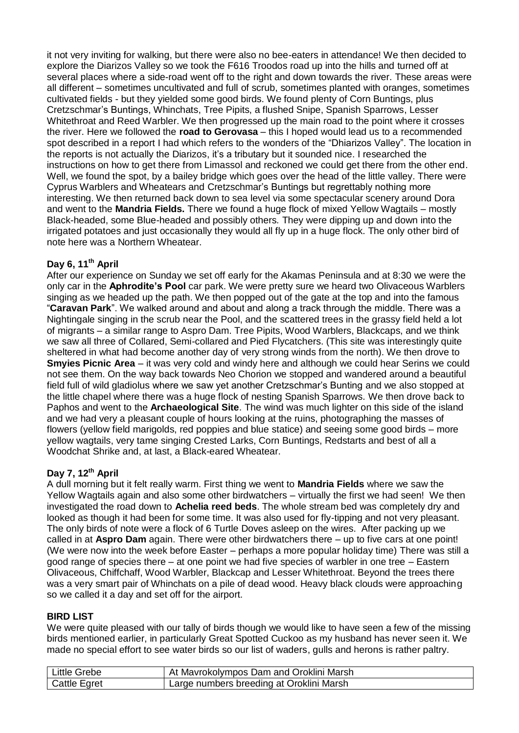it not very inviting for walking, but there were also no bee-eaters in attendance! We then decided to explore the Diarizos Valley so we took the F616 Troodos road up into the hills and turned off at several places where a side-road went off to the right and down towards the river. These areas were all different – sometimes uncultivated and full of scrub, sometimes planted with oranges, sometimes cultivated fields - but they yielded some good birds. We found plenty of Corn Buntings, plus Cretzschmar's Buntings, Whinchats, Tree Pipits, a flushed Snipe, Spanish Sparrows, Lesser Whitethroat and Reed Warbler. We then progressed up the main road to the point where it crosses the river. Here we followed the **road to Gerovasa** – this I hoped would lead us to a recommended spot described in a report I had which refers to the wonders of the "Dhiarizos Valley". The location in the reports is not actually the Diarizos, it's a tributary but it sounded nice. I researched the instructions on how to get there from Limassol and reckoned we could get there from the other end. Well, we found the spot, by a bailey bridge which goes over the head of the little valley. There were Cyprus Warblers and Wheatears and Cretzschmar's Buntings but regrettably nothing more interesting. We then returned back down to sea level via some spectacular scenery around Dora and went to the **Mandria Fields.** There we found a huge flock of mixed Yellow Wagtails – mostly Black-headed, some Blue-headed and possibly others. They were dipping up and down into the irrigated potatoes and just occasionally they would all fly up in a huge flock. The only other bird of note here was a Northern Wheatear.

### Day 6, 11th April

After our experience on Sunday we set off early for the Akamas Peninsula and at 8:30 we were the only car in the **Aphrodite's Pool** car park. We were pretty sure we heard two Olivaceous Warblers singing as we headed up the path. We then popped out of the gate at the top and into the famous "**Caravan Park**". We walked around and about and along a track through the middle. There was a Nightingale singing in the scrub near the Pool, and the scattered trees in the grassy field held a lot of migrants – a similar range to Aspro Dam. Tree Pipits, Wood Warblers, Blackcaps, and we think we saw all three of Collared, Semi-collared and Pied Flycatchers. (This site was interestingly quite sheltered in what had become another day of very strong winds from the north). We then drove to **Smyies Picnic Area** – it was very cold and windy here and although we could hear Serins we could not see them. On the way back towards Neo Chorion we stopped and wandered around a beautiful field full of wild gladiolus where we saw yet another Cretzschmar's Bunting and we also stopped at the little chapel where there was a huge flock of nesting Spanish Sparrows. We then drove back to Paphos and went to the **Archaeological Site**. The wind was much lighter on this side of the island and we had very a pleasant couple of hours looking at the ruins, photographing the masses of flowers (yellow field marigolds, red poppies and blue statice) and seeing some good birds – more yellow wagtails, very tame singing Crested Larks, Corn Buntings, Redstarts and best of all a Woodchat Shrike and, at last, a Black-eared Wheatear.

### Day 7, 12th April

A dull morning but it felt really warm. First thing we went to **Mandria Fields** where we saw the Yellow Wagtails again and also some other birdwatchers – virtually the first we had seen! We then investigated the road down to **Achelia reed beds**. The whole stream bed was completely dry and looked as though it had been for some time. It was also used for fly-tipping and not very pleasant. The only birds of note were a flock of 6 Turtle Doves asleep on the wires. After packing up we called in at **Aspro Dam** again. There were other birdwatchers there – up to five cars at one point! (We were now into the week before Easter – perhaps a more popular holiday time) There was still a good range of species there – at one point we had five species of warbler in one tree – Eastern Olivaceous, Chiffchaff, Wood Warbler, Blackcap and Lesser Whitethroat. Beyond the trees there was a very smart pair of Whinchats on a pile of dead wood. Heavy black clouds were approaching so we called it a day and set off for the airport.

## BIRD LIST

We were quite pleased with our tally of birds though we would like to have seen a few of the missing birds mentioned earlier, in particular Great Spotted Cuckoo as my husband has never seen it. We made no special effort to see water birds so our list of waders, gulls and herons is rather paltry.

| | |
|---|---|
| Little Grebe | At Mavrokolympos Dam and Oroklini Marsh |
| Cattle Egret | Large numbers breeding at Oroklini Marsh |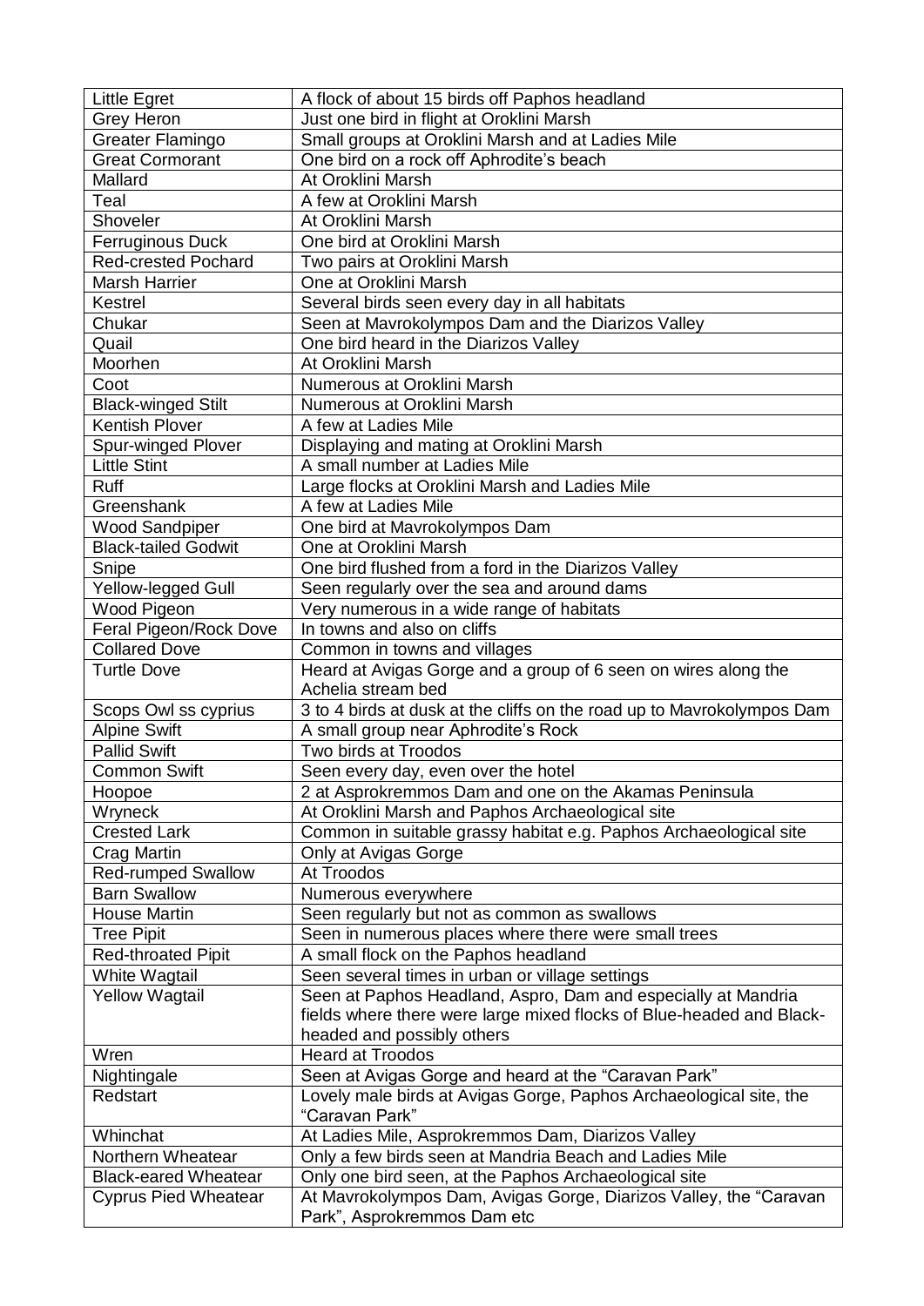| Little Egret | A flock of about 15 birds off Paphos headland |
|---|---|
| Grey Heron | Just one bird in flight at Oroklini Marsh |
| Greater Flamingo | Small groups at Oroklini Marsh and at Ladies Mile |
| Great Cormorant | One bird on a rock off Aphrodite's beach |
| Mallard | At Oroklini Marsh |
| Teal | A few at Oroklini Marsh |
| Shoveler | At Oroklini Marsh |
| Ferruginous Duck | One bird at Oroklini Marsh |
| Red-crested Pochard | Two pairs at Oroklini Marsh |
| Marsh Harrier | One at Oroklini Marsh |
| Kestrel | Several birds seen every day in all habitats |
| Chukar | Seen at Mavrokolympos Dam and the Diarizos Valley |
| Quail | One bird heard in the Diarizos Valley |
| Moorhen | At Oroklini Marsh |
| Coot | Numerous at Oroklini Marsh |
| Black-winged Stilt | Numerous at Oroklini Marsh |
| Kentish Plover | A few at Ladies Mile |
| Spur-winged Plover | Displaying and mating at Oroklini Marsh |
| Little Stint | A small number at Ladies Mile |
| Ruff | Large flocks at Oroklini Marsh and Ladies Mile |
| Greenshank | A few at Ladies Mile |
| Wood Sandpiper | One bird at Mavrokolympos Dam |
| Black-tailed Godwit | One at Oroklini Marsh |
| Snipe | One bird flushed from a ford in the Diarizos Valley |
| Yellow-legged Gull | Seen regularly over the sea and around dams |
| Wood Pigeon | Very numerous in a wide range of habitats |
| Feral Pigeon/Rock Dove | In towns and also on cliffs |
| Collared Dove | Common in towns and villages |
| Turtle Dove | Heard at Avigas Gorge and a group of 6 seen on wires along the Achelia stream bed |
| Scops Owl ss cyprius | 3 to 4 birds at dusk at the cliffs on the road up to Mavrokolympos Dam |
| Alpine Swift | A small group near Aphrodite's Rock |
| Pallid Swift | Two birds at Troodos |
| Common Swift | Seen every day, even over the hotel |
| Hoopoe | 2 at Asprokremmos Dam and one on the Akamas Peninsula |
| Wryneck | At Oroklini Marsh and Paphos Archaeological site |
| Crested Lark | Common in suitable grassy habitat e.g. Paphos Archaeological site |
| Crag Martin | Only at Avigas Gorge |
| Red-rumped Swallow | At Troodos |
| Barn Swallow | Numerous everywhere |
| House Martin | Seen regularly but not as common as swallows |
| Tree Pipit | Seen in numerous places where there were small trees |
| Red-throated Pipit | A small flock on the Paphos headland |
| White Wagtail | Seen several times in urban or village settings |
| Yellow Wagtail | Seen at Paphos Headland, Aspro, Dam and especially at Mandria fields where there were large mixed flocks of Blue-headed and Black-headed and possibly others |
| Wren | Heard at Troodos |
| Nightingale | Seen at Avigas Gorge and heard at the "Caravan Park" |
| Redstart | Lovely male birds at Avigas Gorge, Paphos Archaeological site, the "Caravan Park" |
| Whinchat | At Ladies Mile, Asprokremmos Dam, Diarizos Valley |
| Northern Wheatear | Only a few birds seen at Mandria Beach and Ladies Mile |
| Black-eared Wheatear | Only one bird seen, at the Paphos Archaeological site |
| Cyprus Pied Wheatear | At Mavrokolympos Dam, Avigas Gorge, Diarizos Valley, the "Caravan Park", Asprokremmos Dam etc |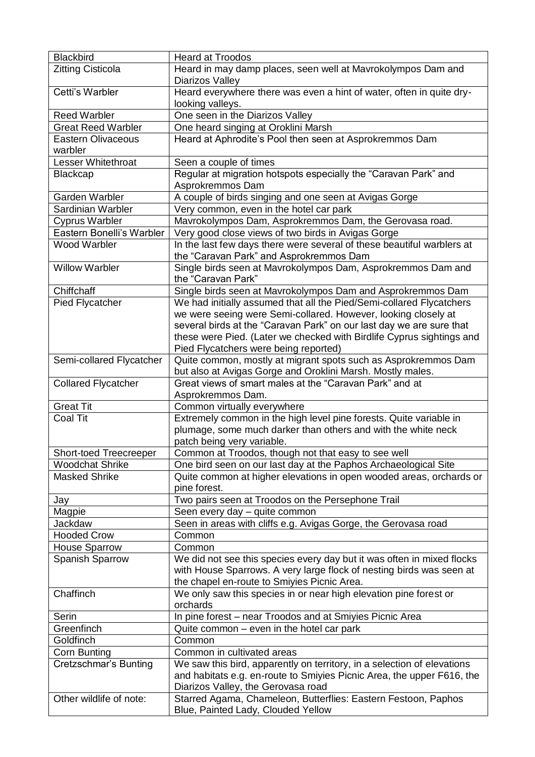| | |
|---|---|
| Blackbird | Heard at Troodos |
| Zitting Cisticola | Heard in may damp places, seen well at Mavrokolympos Dam and Diarizos Valley |
| Cetti's Warbler | Heard everywhere there was even a hint of water, often in quite dry-looking valleys. |
| Reed Warbler | One seen in the Diarizos Valley |
| Great Reed Warbler | One heard singing at Oroklini Marsh |
| Eastern Olivaceous warbler | Heard at Aphrodite's Pool then seen at Asprokremmos Dam |
| Lesser Whitethroat | Seen a couple of times |
| Blackcap | Regular at migration hotspots especially the "Caravan Park" and Asprokremmos Dam |
| Garden Warbler | A couple of birds singing and one seen at Avigas Gorge |
| Sardinian Warbler | Very common, even in the hotel car park |
| Cyprus Warbler | Mavrokolympos Dam, Asprokremmos Dam, the Gerovasa road. |
| Eastern Bonelli's Warbler | Very good close views of two birds in Avigas Gorge |
| Wood Warbler | In the last few days there were several of these beautiful warblers at the "Caravan Park" and Asprokremmos Dam |
| Willow Warbler | Single birds seen at Mavrokolympos Dam, Asprokremmos Dam and the "Caravan Park" |
| Chiffchaff | Single birds seen at Mavrokolympos Dam and Asprokremmos Dam |
| Pied Flycatcher | We had initially assumed that all the Pied/Semi-collared Flycatchers we were seeing were Semi-collared. However, looking closely at several birds at the "Caravan Park" on our last day we are sure that these were Pied. (Later we checked with Birdlife Cyprus sightings and Pied Flycatchers were being reported) |
| Semi-collared Flycatcher | Quite common, mostly at migrant spots such as Asprokremmos Dam but also at Avigas Gorge and Oroklini Marsh. Mostly males. |
| Collared Flycatcher | Great views of smart males at the "Caravan Park" and at Asprokremmos Dam. |
| Great Tit | Common virtually everywhere |
| Coal Tit | Extremely common in the high level pine forests. Quite variable in plumage, some much darker than others and with the white neck patch being very variable. |
| Short-toed Treecreeper | Common at Troodos, though not that easy to see well |
| Woodchat Shrike | One bird seen on our last day at the Paphos Archaeological Site |
| Masked Shrike | Quite common at higher elevations in open wooded areas, orchards or pine forest. |
| Jay | Two pairs seen at Troodos on the Persephone Trail |
| Magpie | Seen every day – quite common |
| Jackdaw | Seen in areas with cliffs e.g. Avigas Gorge, the Gerovasa road |
| Hooded Crow | Common |
| House Sparrow | Common |
| Spanish Sparrow | We did not see this species every day but it was often in mixed flocks with House Sparrows. A very large flock of nesting birds was seen at the chapel en-route to Smiyies Picnic Area. |
| Chaffinch | We only saw this species in or near high elevation pine forest or orchards |
| Serin | In pine forest – near Troodos and at Smiyies Picnic Area |
| Greenfinch | Quite common – even in the hotel car park |
| Goldfinch | Common |
| Corn Bunting | Common in cultivated areas |
| Cretzschmar's Bunting | We saw this bird, apparently on territory, in a selection of elevations and habitats e.g. en-route to Smiyies Picnic Area, the upper F616, the Diarizos Valley, the Gerovasa road |
| Other wildlife of note: | Starred Agama, Chameleon, Butterflies: Eastern Festoon, Paphos Blue, Painted Lady, Clouded Yellow |